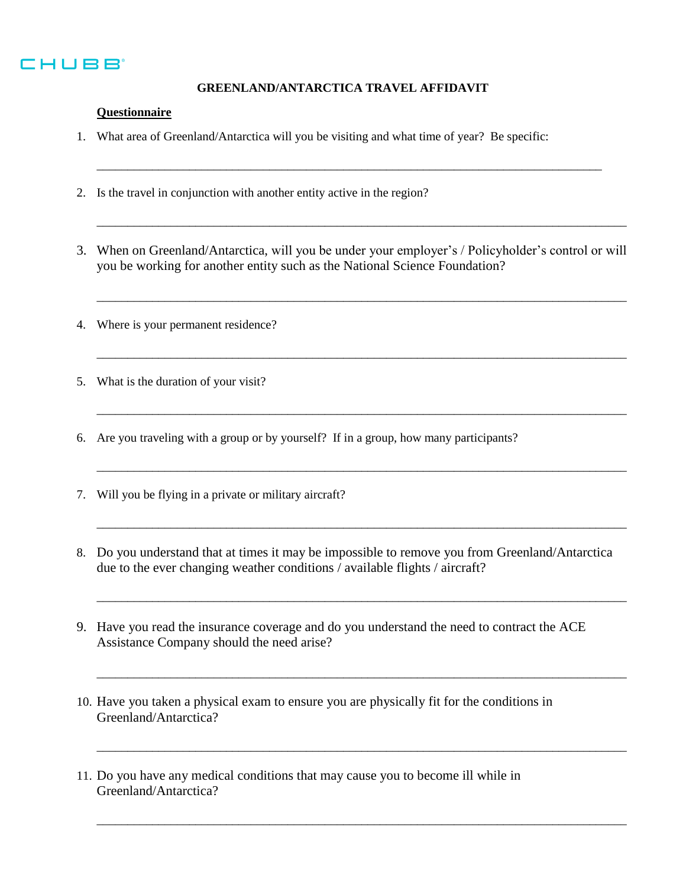CHUBB

# GREENLAND/ANTARCTICA TRAVEL AFFIDAVIT

**Questionnaire**

1. What area of Greenland/Antarctica will you be visiting and what time of year? Be specific:

 ______________________________________________________________________________

2. Is the travel in conjunction with another entity active in the region?

 ______________________________________________________________________________

3. When on Greenland/Antarctica, will you be under your employer's / Policyholder's control or will you be working for another entity such as the National Science Foundation?

 ______________________________________________________________________________

4. Where is your permanent residence?

 ______________________________________________________________________________

5. What is the duration of your visit?

 ______________________________________________________________________________

6. Are you traveling with a group or by yourself? If in a group, how many participants?

 ______________________________________________________________________________

7. Will you be flying in a private or military aircraft?

 ______________________________________________________________________________

8. Do you understand that at times it may be impossible to remove you from Greenland/Antarctica due to the ever changing weather conditions / available flights / aircraft?

 ______________________________________________________________________________

9. Have you read the insurance coverage and do you understand the need to contract the ACE Assistance Company should the need arise?

 ______________________________________________________________________________

10. Have you taken a physical exam to ensure you are physically fit for the conditions in Greenland/Antarctica?

 ______________________________________________________________________________

11. Do you have any medical conditions that may cause you to become ill while in Greenland/Antarctica?

 ______________________________________________________________________________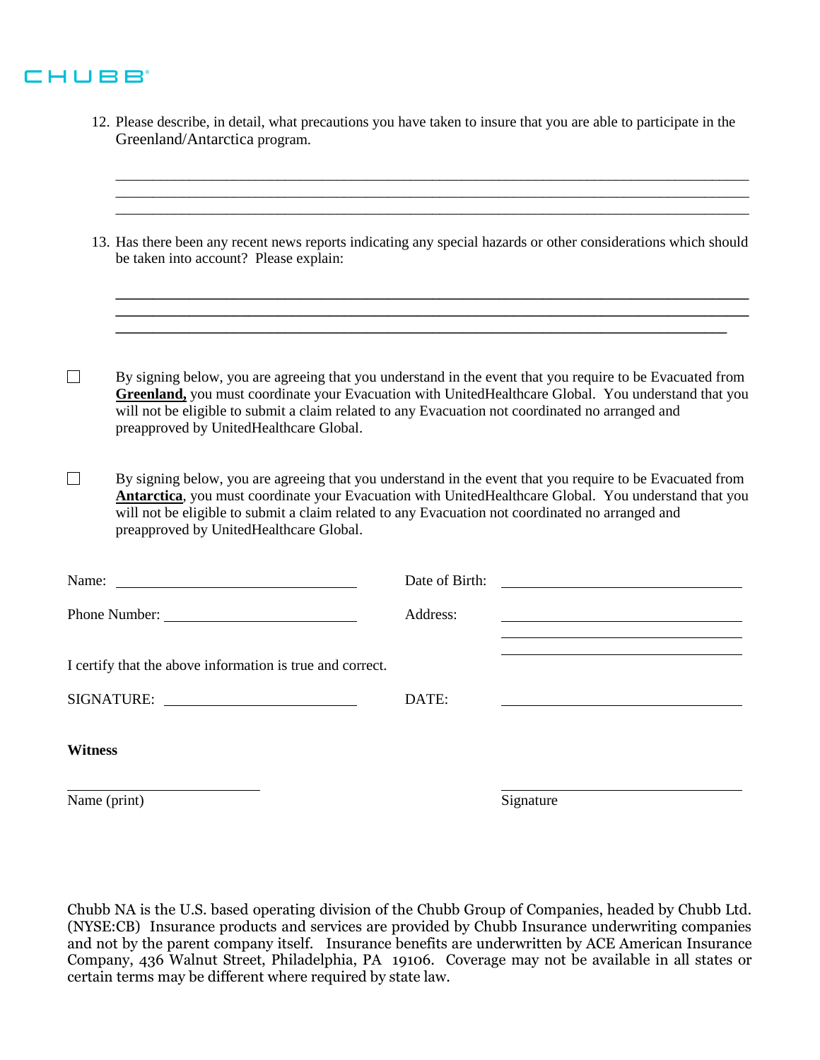12. Please describe, in detail, what precautions you have taken to insure that you are able to participate in the Greenland/Antarctica program.

_______________________________________________________________________________
_______________________________________________________________________________
_______________________________________________________________________________

13. Has there been any recent news reports indicating any special hazards or other considerations which should be taken into account? Please explain:

_______________________________________________________________________________
_______________________________________________________________________________
_______________________________________________________________________________

☐ By signing below, you are agreeing that you understand in the event that you require to be Evacuated from **Greenland,** you must coordinate your Evacuation with UnitedHealthcare Global. You understand that you will not be eligible to submit a claim related to any Evacuation not coordinated no arranged and preapproved by UnitedHealthcare Global.

☐ By signing below, you are agreeing that you understand in the event that you require to be Evacuated from **Antarctica**, you must coordinate your Evacuation with UnitedHealthcare Global. You understand that you will not be eligible to submit a claim related to any Evacuation not coordinated no arranged and preapproved by UnitedHealthcare Global.

Name: ______________________________ Date of Birth: ______________________________

Phone Number: ______________________________ Address: ______________________________
______________________________
______________________________

I certify that the above information is true and correct.

SIGNATURE: ______________________________ DATE: ______________________________

**Witness**

______________________________ ______________________________
Name (print) Signature

Chubb NA is the U.S. based operating division of the Chubb Group of Companies, headed by Chubb Ltd. (NYSE:CB) Insurance products and services are provided by Chubb Insurance underwriting companies and not by the parent company itself. Insurance benefits are underwritten by ACE American Insurance Company, 436 Walnut Street, Philadelphia, PA 19106. Coverage may not be available in all states or certain terms may be different where required by state law.